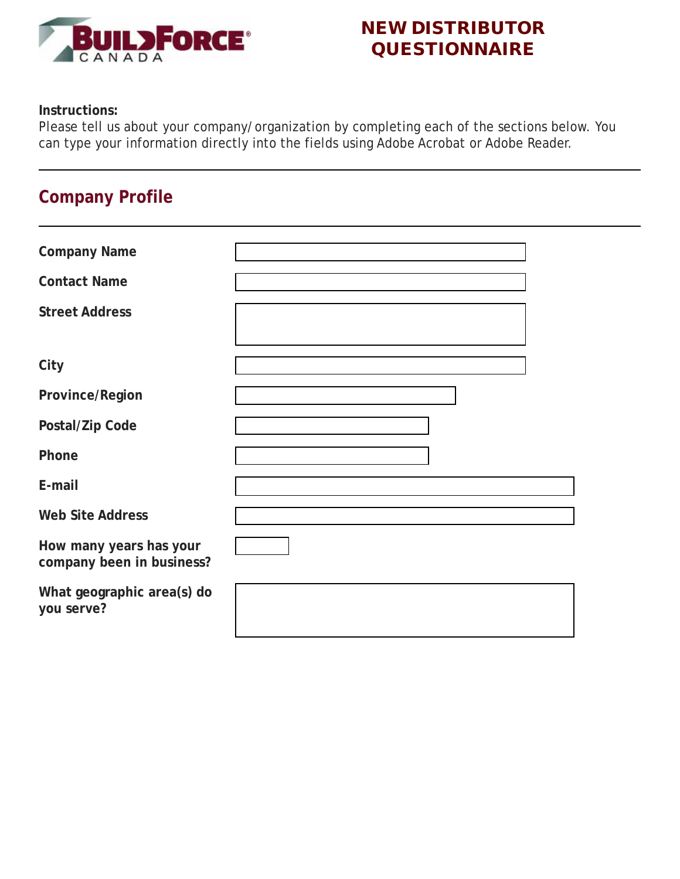# NEW DISTRIBUTOR QUESTIONNAIRE

**Instructions:**
Please tell us about your company/organization by completing each of the sections below. You can type your information directly into the fields using Adobe Acrobat or Adobe Reader.

## Company Profile

**Company Name**

**Contact Name**

**Street Address**

**City**

**Province/Region**

**Postal/Zip Code**

**Phone**

**E-mail**

**Web Site Address**

**How many years has your company been in business?**

**What geographic area(s) do you serve?**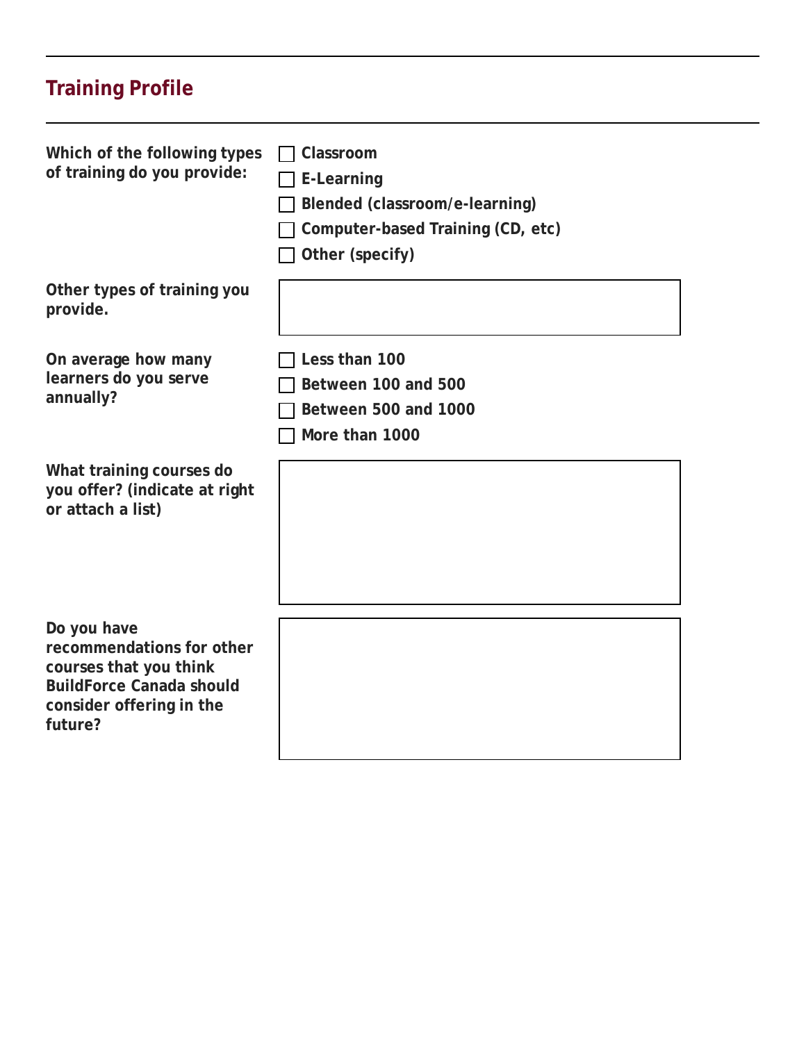## Training Profile

**Which of the following types of training do you provide:**

- ☐ **Classroom**
- ☐ **E-Learning**
- ☐ **Blended (classroom/e-learning)**
- ☐ **Computer-based Training (CD, etc)**
- ☐ **Other (specify)**

**Other types of training you provide.**

**On average how many learners do you serve annually?**

- ☐ **Less than 100**
- ☐ **Between 100 and 500**
- ☐ **Between 500 and 1000**
- ☐ **More than 1000**

**What training courses do you offer? (indicate at right or attach a list)**

**Do you have recommendations for other courses that you think BuildForce Canada should consider offering in the future?**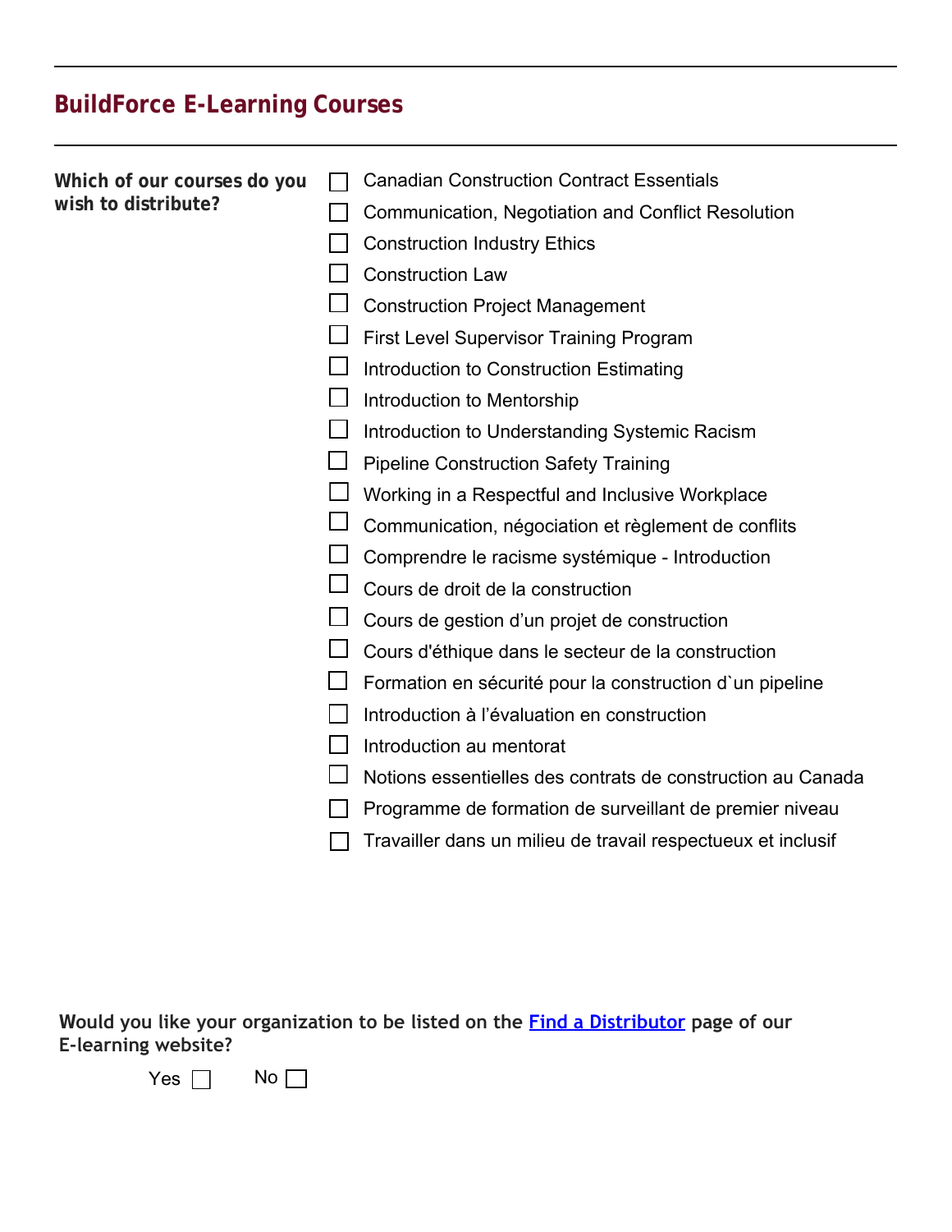## BuildForce E-Learning Courses

**Which of our courses do you wish to distribute?**

- ☐ Canadian Construction Contract Essentials
- ☐ Communication, Negotiation and Conflict Resolution
- ☐ Construction Industry Ethics
- ☐ Construction Law
- ☐ Construction Project Management
- ☐ First Level Supervisor Training Program
- ☐ Introduction to Construction Estimating
- ☐ Introduction to Mentorship
- ☐ Introduction to Understanding Systemic Racism
- ☐ Pipeline Construction Safety Training
- ☐ Working in a Respectful and Inclusive Workplace
- ☐ Communication, négociation et règlement de conflits
- ☐ Comprendre le racisme systémique - Introduction
- ☐ Cours de droit de la construction
- ☐ Cours de gestion d’un projet de construction
- ☐ Cours d'éthique dans le secteur de la construction
- ☐ Formation en sécurité pour la construction d`un pipeline
- ☐ Introduction à l’évaluation en construction
- ☐ Introduction au mentorat
- ☐ Notions essentielles des contrats de construction au Canada
- ☐ Programme de formation de surveillant de premier niveau
- ☐ Travailler dans un milieu de travail respectueux et inclusif

**Would you like your organization to be listed on the [Find a Distributor]() page of our E-learning website?**

Yes ☐ No ☐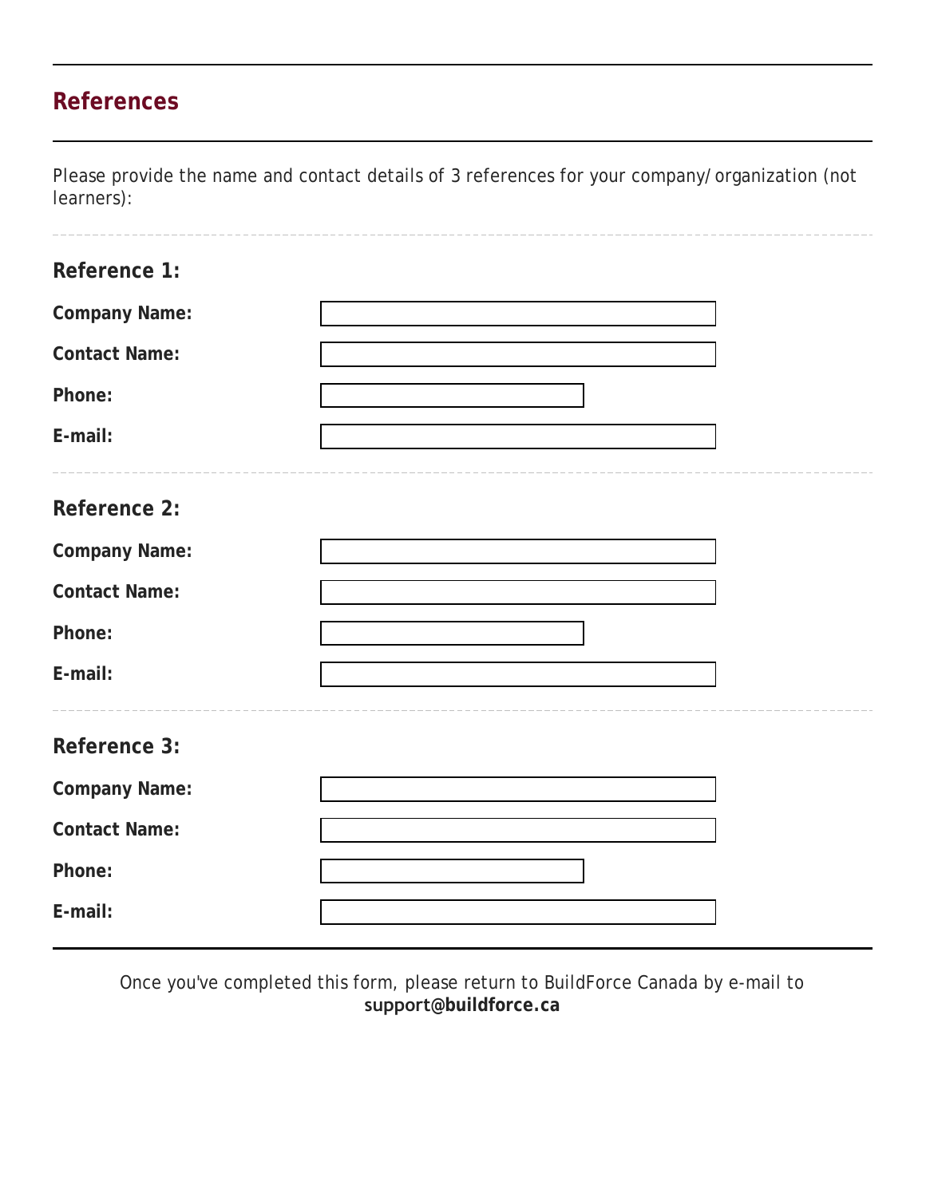## References

Please provide the name and contact details of 3 references for your company/ organization (not learners):

### Reference 1:

**Company Name:**

**Contact Name:**

**Phone:**

**E-mail:**

### Reference 2:

**Company Name:**

**Contact Name:**

**Phone:**

**E-mail:**

### Reference 3:

**Company Name:**

**Contact Name:**

**Phone:**

**E-mail:**

Once you've completed this form, please return to BuildForce Canada by e-mail to **support@buildforce.ca**